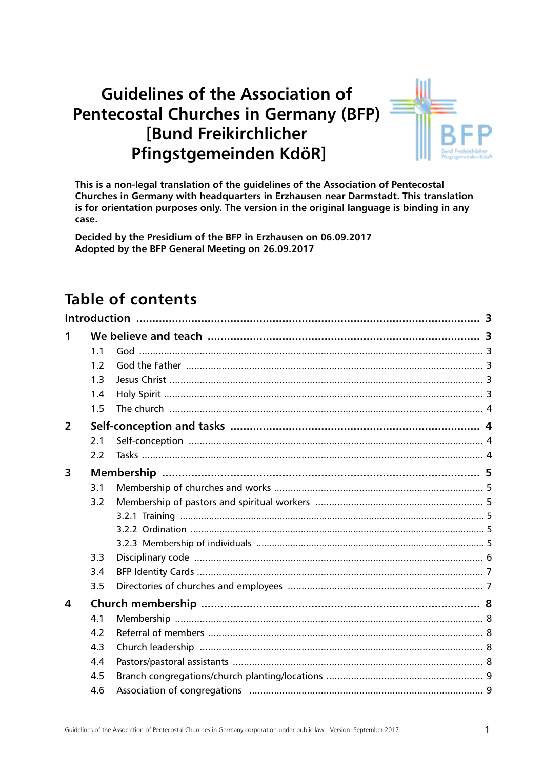# Guidelines of the Association of Pentecostal Churches in Germany (BFP) [Bund Freikirchlicher Pfingstgemeinden KdöR]

**This is a non-legal translation of the guidelines of the Association of Pentecostal Churches in Germany with headquarters in Erzhausen near Darmstadt. This translation is for orientation purposes only. The version in the original language is binding in any case.**

**Decided by the Presidium of the BFP in Erzhausen on 06.09.2017**
**Adopted by the BFP General Meeting on 26.09.2017**

## Table of contents

**Introduction** ..... **3**

**1 We believe and teach** ..... **3**
- 1.1 God ..... 3
- 1.2 God the Father ..... 3
- 1.3 Jesus Christ ..... 3
- 1.4 Holy Spirit ..... 3
- 1.5 The church ..... 4

**2 Self-conception and tasks** ..... **4**
- 2.1 Self-conception ..... 4
- 2.2 Tasks ..... 4

**3 Membership** ..... **5**
- 3.1 Membership of churches and works ..... 5
- 3.2 Membership of pastors and spiritual workers ..... 5
  - 3.2.1 Training ..... 5
  - 3.2.2 Ordination ..... 5
  - 3.2.3 Membership of individuals ..... 5
- 3.3 Disciplinary code ..... 6
- 3.4 BFP Identity Cards ..... 7
- 3.5 Directories of churches and employees ..... 7

**4 Church membership** ..... **8**
- 4.1 Membership ..... 8
- 4.2 Referral of members ..... 8
- 4.3 Church leadership ..... 8
- 4.4 Pastors/pastoral assistants ..... 8
- 4.5 Branch congregations/church planting/locations ..... 9
- 4.6 Association of congregations ..... 9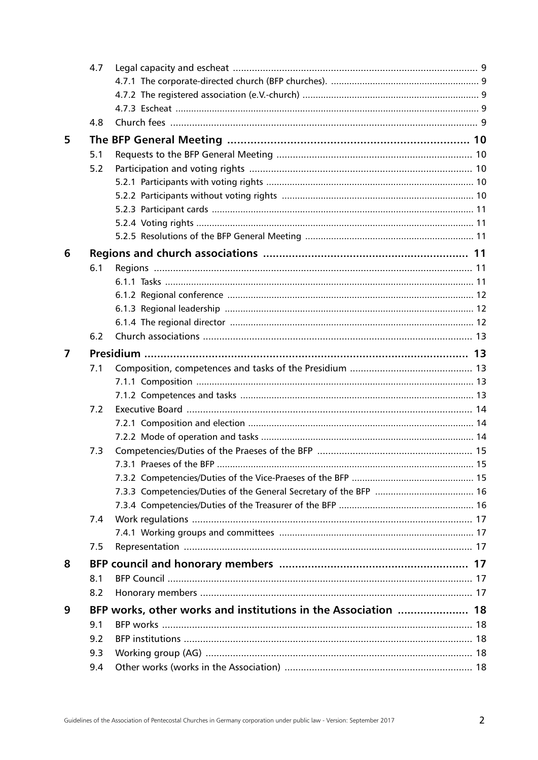| | | | |
|---|---|---|---|
| | 4.7 | Legal capacity and escheat | 9 |
| | | 4.7.1 The corporate-directed church (BFP churches). | 9 |
| | | 4.7.2 The registered association (e.V.-church) | 9 |
| | | 4.7.3 Escheat | 9 |
| | 4.8 | Church fees | 9 |
| **5** | | **The BFP General Meeting** | **10** |
| | 5.1 | Requests to the BFP General Meeting | 10 |
| | 5.2 | Participation and voting rights | 10 |
| | | 5.2.1 Participants with voting rights | 10 |
| | | 5.2.2 Participants without voting rights | 10 |
| | | 5.2.3 Participant cards | 11 |
| | | 5.2.4 Voting rights | 11 |
| | | 5.2.5 Resolutions of the BFP General Meeting | 11 |
| **6** | | **Regions and church associations** | **11** |
| | 6.1 | Regions | 11 |
| | | 6.1.1 Tasks | 11 |
| | | 6.1.2 Regional conference | 12 |
| | | 6.1.3 Regional leadership | 12 |
| | | 6.1.4 The regional director | 12 |
| | 6.2 | Church associations | 13 |
| **7** | | **Presidium** | **13** |
| | 7.1 | Composition, competences and tasks of the Presidium | 13 |
| | | 7.1.1 Composition | 13 |
| | | 7.1.2 Competences and tasks | 13 |
| | 7.2 | Executive Board | 14 |
| | | 7.2.1 Composition and election | 14 |
| | | 7.2.2 Mode of operation and tasks | 14 |
| | 7.3 | Competencies/Duties of the Praeses of the BFP | 15 |
| | | 7.3.1 Praeses of the BFP | 15 |
| | | 7.3.2 Competencies/Duties of the Vice-Praeses of the BFP | 15 |
| | | 7.3.3 Competencies/Duties of the General Secretary of the BFP | 16 |
| | | 7.3.4 Competencies/Duties of the Treasurer of the BFP | 16 |
| | 7.4 | Work regulations | 17 |
| | | 7.4.1 Working groups and committees | 17 |
| | 7.5 | Representation | 17 |
| **8** | | **BFP council and honorary members** | **17** |
| | 8.1 | BFP Council | 17 |
| | 8.2 | Honorary members | 17 |
| **9** | | **BFP works, other works and institutions in the Association** | **18** |
| | 9.1 | BFP works | 18 |
| | 9.2 | BFP institutions | 18 |
| | 9.3 | Working group (AG) | 18 |
| | 9.4 | Other works (works in the Association) | 18 |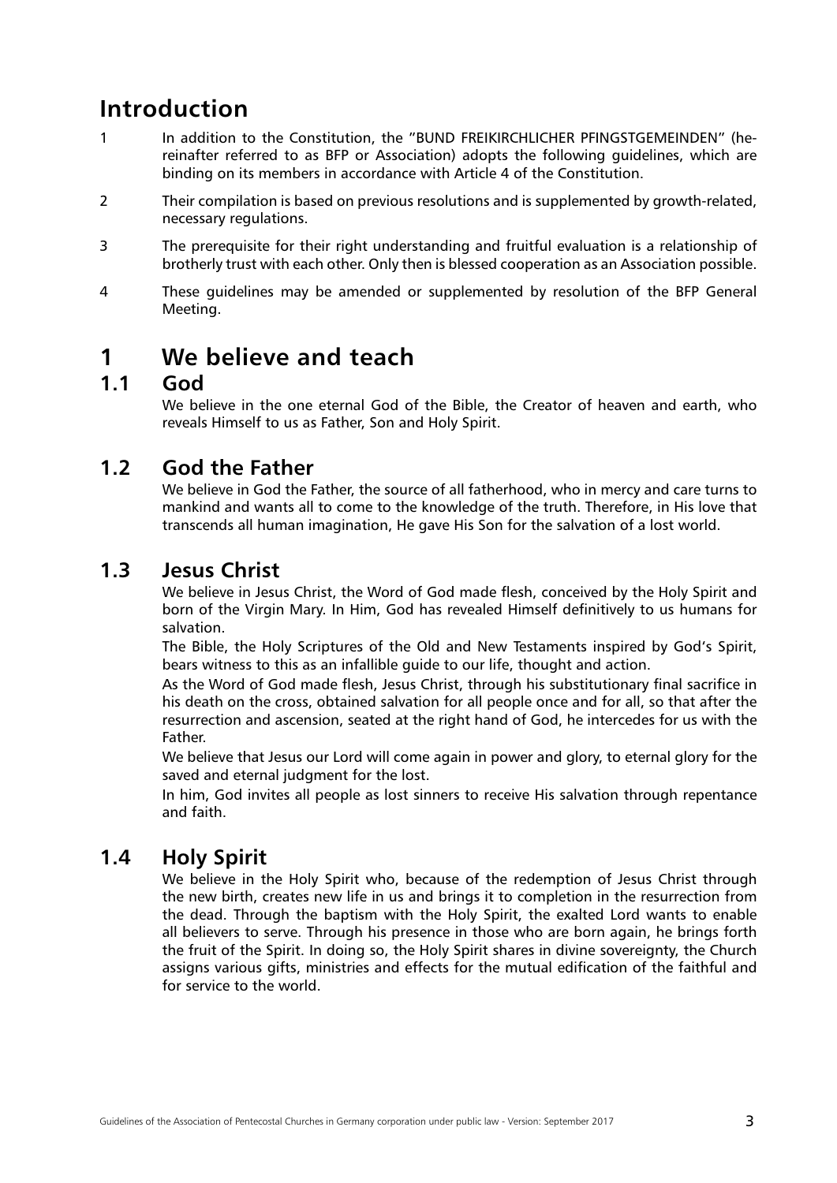# Introduction

1 In addition to the Constitution, the "BUND FREIKIRCHLICHER PFINGSTGEMEINDEN" (hereinafter referred to as BFP or Association) adopts the following guidelines, which are binding on its members in accordance with Article 4 of the Constitution.

2 Their compilation is based on previous resolutions and is supplemented by growth-related, necessary regulations.

3 The prerequisite for their right understanding and fruitful evaluation is a relationship of brotherly trust with each other. Only then is blessed cooperation as an Association possible.

4 These guidelines may be amended or supplemented by resolution of the BFP General Meeting.

# 1 We believe and teach

## 1.1 God

We believe in the one eternal God of the Bible, the Creator of heaven and earth, who reveals Himself to us as Father, Son and Holy Spirit.

## 1.2 God the Father

We believe in God the Father, the source of all fatherhood, who in mercy and care turns to mankind and wants all to come to the knowledge of the truth. Therefore, in His love that transcends all human imagination, He gave His Son for the salvation of a lost world.

## 1.3 Jesus Christ

We believe in Jesus Christ, the Word of God made flesh, conceived by the Holy Spirit and born of the Virgin Mary. In Him, God has revealed Himself definitively to us humans for salvation.

The Bible, the Holy Scriptures of the Old and New Testaments inspired by God's Spirit, bears witness to this as an infallible guide to our life, thought and action.

As the Word of God made flesh, Jesus Christ, through his substitutionary final sacrifice in his death on the cross, obtained salvation for all people once and for all, so that after the resurrection and ascension, seated at the right hand of God, he intercedes for us with the Father.

We believe that Jesus our Lord will come again in power and glory, to eternal glory for the saved and eternal judgment for the lost.

In him, God invites all people as lost sinners to receive His salvation through repentance and faith.

## 1.4 Holy Spirit

We believe in the Holy Spirit who, because of the redemption of Jesus Christ through the new birth, creates new life in us and brings it to completion in the resurrection from the dead. Through the baptism with the Holy Spirit, the exalted Lord wants to enable all believers to serve. Through his presence in those who are born again, he brings forth the fruit of the Spirit. In doing so, the Holy Spirit shares in divine sovereignty, the Church assigns various gifts, ministries and effects for the mutual edification of the faithful and for service to the world.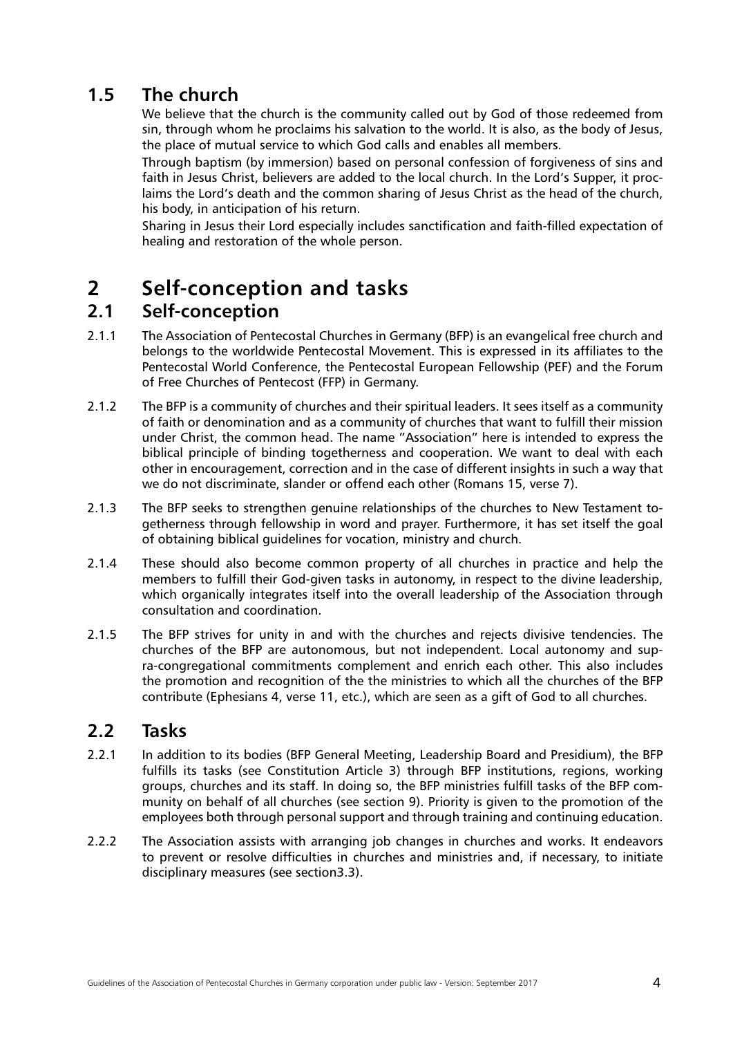## 1.5 The church

We believe that the church is the community called out by God of those redeemed from sin, through whom he proclaims his salvation to the world. It is also, as the body of Jesus, the place of mutual service to which God calls and enables all members.

Through baptism (by immersion) based on personal confession of forgiveness of sins and faith in Jesus Christ, believers are added to the local church. In the Lord's Supper, it proclaims the Lord's death and the common sharing of Jesus Christ as the head of the church, his body, in anticipation of his return.

Sharing in Jesus their Lord especially includes sanctification and faith-filled expectation of healing and restoration of the whole person.

# 2 Self-conception and tasks

## 2.1 Self-conception

2.1.1 The Association of Pentecostal Churches in Germany (BFP) is an evangelical free church and belongs to the worldwide Pentecostal Movement. This is expressed in its affiliates to the Pentecostal World Conference, the Pentecostal European Fellowship (PEF) and the Forum of Free Churches of Pentecost (FFP) in Germany.

2.1.2 The BFP is a community of churches and their spiritual leaders. It sees itself as a community of faith or denomination and as a community of churches that want to fulfill their mission under Christ, the common head. The name "Association" here is intended to express the biblical principle of binding togetherness and cooperation. We want to deal with each other in encouragement, correction and in the case of different insights in such a way that we do not discriminate, slander or offend each other (Romans 15, verse 7).

2.1.3 The BFP seeks to strengthen genuine relationships of the churches to New Testament togetherness through fellowship in word and prayer. Furthermore, it has set itself the goal of obtaining biblical guidelines for vocation, ministry and church.

2.1.4 These should also become common property of all churches in practice and help the members to fulfill their God-given tasks in autonomy, in respect to the divine leadership, which organically integrates itself into the overall leadership of the Association through consultation and coordination.

2.1.5 The BFP strives for unity in and with the churches and rejects divisive tendencies. The churches of the BFP are autonomous, but not independent. Local autonomy and supra-congregational commitments complement and enrich each other. This also includes the promotion and recognition of the the ministries to which all the churches of the BFP contribute (Ephesians 4, verse 11, etc.), which are seen as a gift of God to all churches.

## 2.2 Tasks

2.2.1 In addition to its bodies (BFP General Meeting, Leadership Board and Presidium), the BFP fulfills its tasks (see Constitution Article 3) through BFP institutions, regions, working groups, churches and its staff. In doing so, the BFP ministries fulfill tasks of the BFP community on behalf of all churches (see section 9). Priority is given to the promotion of the employees both through personal support and through training and continuing education.

2.2.2 The Association assists with arranging job changes in churches and works. It endeavors to prevent or resolve difficulties in churches and ministries and, if necessary, to initiate disciplinary measures (see section3.3).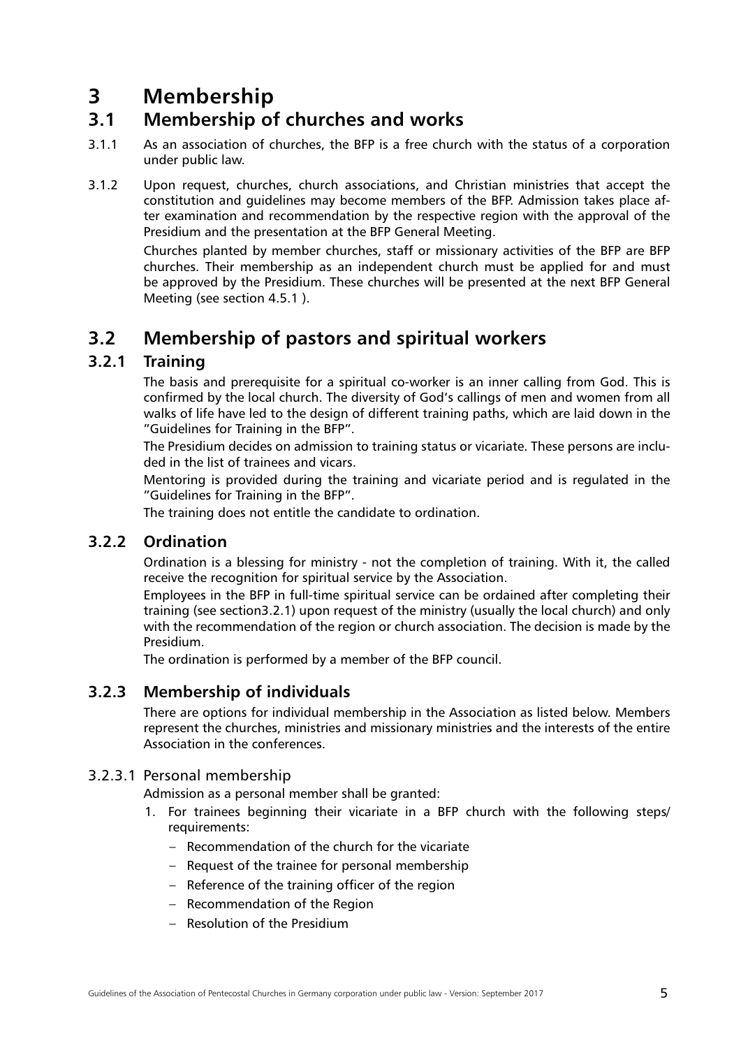# 3 Membership

## 3.1 Membership of churches and works

3.1.1 As an association of churches, the BFP is a free church with the status of a corporation under public law.

3.1.2 Upon request, churches, church associations, and Christian ministries that accept the constitution and guidelines may become members of the BFP. Admission takes place after examination and recommendation by the respective region with the approval of the Presidium and the presentation at the BFP General Meeting.

Churches planted by member churches, staff or missionary activities of the BFP are BFP churches. Their membership as an independent church must be applied for and must be approved by the Presidium. These churches will be presented at the next BFP General Meeting (see section 4.5.1 ).

## 3.2 Membership of pastors and spiritual workers

### 3.2.1 Training

The basis and prerequisite for a spiritual co-worker is an inner calling from God. This is confirmed by the local church. The diversity of God's callings of men and women from all walks of life have led to the design of different training paths, which are laid down in the "Guidelines for Training in the BFP".

The Presidium decides on admission to training status or vicariate. These persons are included in the list of trainees and vicars.

Mentoring is provided during the training and vicariate period and is regulated in the "Guidelines for Training in the BFP".

The training does not entitle the candidate to ordination.

### 3.2.2 Ordination

Ordination is a blessing for ministry - not the completion of training. With it, the called receive the recognition for spiritual service by the Association.

Employees in the BFP in full-time spiritual service can be ordained after completing their training (see section3.2.1) upon request of the ministry (usually the local church) and only with the recommendation of the region or church association. The decision is made by the Presidium.

The ordination is performed by a member of the BFP council.

### 3.2.3 Membership of individuals

There are options for individual membership in the Association as listed below. Members represent the churches, ministries and missionary ministries and the interests of the entire Association in the conferences.

#### 3.2.3.1 Personal membership

Admission as a personal member shall be granted:

1. For trainees beginning their vicariate in a BFP church with the following steps/ requirements:
   - Recommendation of the church for the vicariate
   - Request of the trainee for personal membership
   - Reference of the training officer of the region
   - Recommendation of the Region
   - Resolution of the Presidium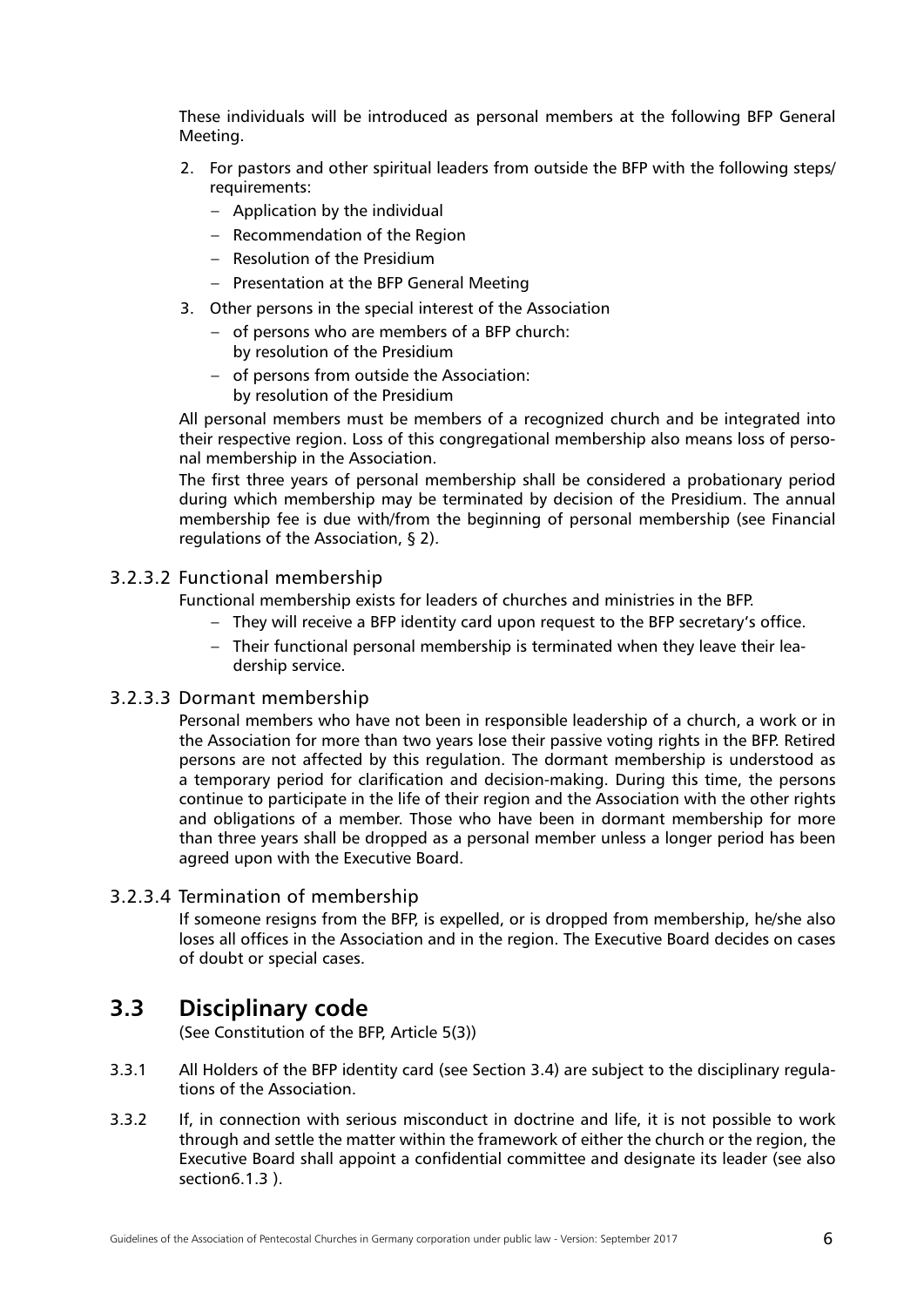These individuals will be introduced as personal members at the following BFP General Meeting.

2. For pastors and other spiritual leaders from outside the BFP with the following steps/ requirements:
   - Application by the individual
   - Recommendation of the Region
   - Resolution of the Presidium
   - Presentation at the BFP General Meeting
3. Other persons in the special interest of the Association
   - of persons who are members of a BFP church: by resolution of the Presidium
   - of persons from outside the Association: by resolution of the Presidium

All personal members must be members of a recognized church and be integrated into their respective region. Loss of this congregational membership also means loss of personal membership in the Association.

The first three years of personal membership shall be considered a probationary period during which membership may be terminated by decision of the Presidium. The annual membership fee is due with/from the beginning of personal membership (see Financial regulations of the Association, § 2).

#### 3.2.3.2 Functional membership

Functional membership exists for leaders of churches and ministries in the BFP.

- They will receive a BFP identity card upon request to the BFP secretary's office.
- Their functional personal membership is terminated when they leave their leadership service.

#### 3.2.3.3 Dormant membership

Personal members who have not been in responsible leadership of a church, a work or in the Association for more than two years lose their passive voting rights in the BFP. Retired persons are not affected by this regulation. The dormant membership is understood as a temporary period for clarification and decision-making. During this time, the persons continue to participate in the life of their region and the Association with the other rights and obligations of a member. Those who have been in dormant membership for more than three years shall be dropped as a personal member unless a longer period has been agreed upon with the Executive Board.

#### 3.2.3.4 Termination of membership

If someone resigns from the BFP, is expelled, or is dropped from membership, he/she also loses all offices in the Association and in the region. The Executive Board decides on cases of doubt or special cases.

## 3.3 Disciplinary code

(See Constitution of the BFP, Article 5(3))

3.3.1 All Holders of the BFP identity card (see Section 3.4) are subject to the disciplinary regulations of the Association.

3.3.2 If, in connection with serious misconduct in doctrine and life, it is not possible to work through and settle the matter within the framework of either the church or the region, the Executive Board shall appoint a confidential committee and designate its leader (see also section6.1.3 ).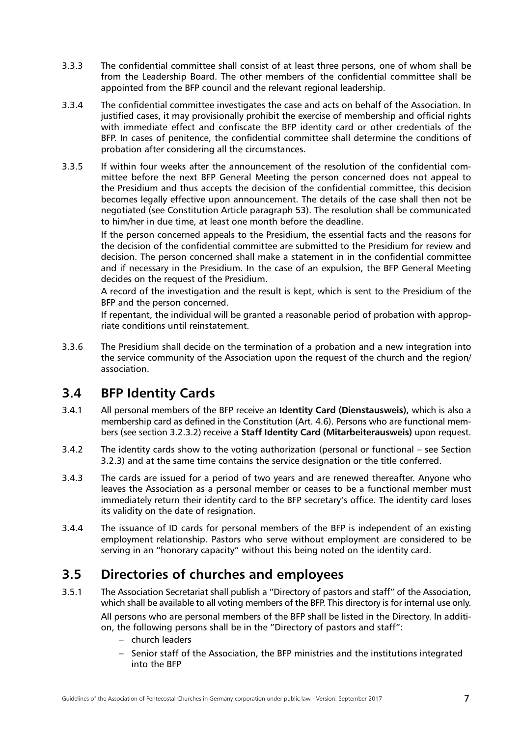3.3.3 The confidential committee shall consist of at least three persons, one of whom shall be from the Leadership Board. The other members of the confidential committee shall be appointed from the BFP council and the relevant regional leadership.

3.3.4 The confidential committee investigates the case and acts on behalf of the Association. In justified cases, it may provisionally prohibit the exercise of membership and official rights with immediate effect and confiscate the BFP identity card or other credentials of the BFP. In cases of penitence, the confidential committee shall determine the conditions of probation after considering all the circumstances.

3.3.5 If within four weeks after the announcement of the resolution of the confidential committee before the next BFP General Meeting the person concerned does not appeal to the Presidium and thus accepts the decision of the confidential committee, this decision becomes legally effective upon announcement. The details of the case shall then not be negotiated (see Constitution Article paragraph 53). The resolution shall be communicated to him/her in due time, at least one month before the deadline.

If the person concerned appeals to the Presidium, the essential facts and the reasons for the decision of the confidential committee are submitted to the Presidium for review and decision. The person concerned shall make a statement in in the confidential committee and if necessary in the Presidium. In the case of an expulsion, the BFP General Meeting decides on the request of the Presidium.

A record of the investigation and the result is kept, which is sent to the Presidium of the BFP and the person concerned.

If repentant, the individual will be granted a reasonable period of probation with appropriate conditions until reinstatement.

3.3.6 The Presidium shall decide on the termination of a probation and a new integration into the service community of the Association upon the request of the church and the region/association.

## 3.4 BFP Identity Cards

3.4.1 All personal members of the BFP receive an **Identity Card (Dienstausweis),** which is also a membership card as defined in the Constitution (Art. 4.6). Persons who are functional members (see section 3.2.3.2) receive a **Staff Identity Card (Mitarbeiterausweis)** upon request.

3.4.2 The identity cards show to the voting authorization (personal or functional – see Section 3.2.3) and at the same time contains the service designation or the title conferred.

3.4.3 The cards are issued for a period of two years and are renewed thereafter. Anyone who leaves the Association as a personal member or ceases to be a functional member must immediately return their identity card to the BFP secretary's office. The identity card loses its validity on the date of resignation.

3.4.4 The issuance of ID cards for personal members of the BFP is independent of an existing employment relationship. Pastors who serve without employment are considered to be serving in an "honorary capacity" without this being noted on the identity card.

## 3.5 Directories of churches and employees

3.5.1 The Association Secretariat shall publish a "Directory of pastors and staff" of the Association, which shall be available to all voting members of the BFP. This directory is for internal use only.

All persons who are personal members of the BFP shall be listed in the Directory. In addition, the following persons shall be in the "Directory of pastors and staff":

- church leaders
- Senior staff of the Association, the BFP ministries and the institutions integrated into the BFP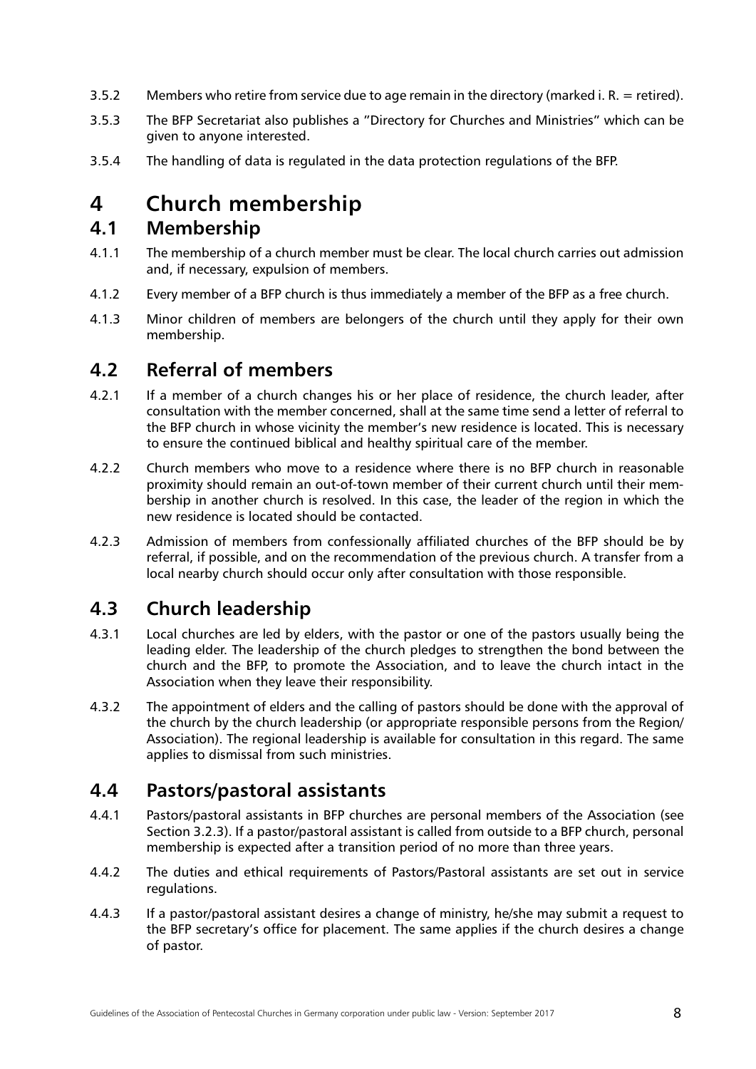3.5.2 Members who retire from service due to age remain in the directory (marked i. R. = retired).

3.5.3 The BFP Secretariat also publishes a "Directory for Churches and Ministries" which can be given to anyone interested.

3.5.4 The handling of data is regulated in the data protection regulations of the BFP.

# 4 Church membership

## 4.1 Membership

4.1.1 The membership of a church member must be clear. The local church carries out admission and, if necessary, expulsion of members.

4.1.2 Every member of a BFP church is thus immediately a member of the BFP as a free church.

4.1.3 Minor children of members are belongers of the church until they apply for their own membership.

## 4.2 Referral of members

4.2.1 If a member of a church changes his or her place of residence, the church leader, after consultation with the member concerned, shall at the same time send a letter of referral to the BFP church in whose vicinity the member's new residence is located. This is necessary to ensure the continued biblical and healthy spiritual care of the member.

4.2.2 Church members who move to a residence where there is no BFP church in reasonable proximity should remain an out-of-town member of their current church until their membership in another church is resolved. In this case, the leader of the region in which the new residence is located should be contacted.

4.2.3 Admission of members from confessionally affiliated churches of the BFP should be by referral, if possible, and on the recommendation of the previous church. A transfer from a local nearby church should occur only after consultation with those responsible.

## 4.3 Church leadership

4.3.1 Local churches are led by elders, with the pastor or one of the pastors usually being the leading elder. The leadership of the church pledges to strengthen the bond between the church and the BFP, to promote the Association, and to leave the church intact in the Association when they leave their responsibility.

4.3.2 The appointment of elders and the calling of pastors should be done with the approval of the church by the church leadership (or appropriate responsible persons from the Region/ Association). The regional leadership is available for consultation in this regard. The same applies to dismissal from such ministries.

## 4.4 Pastors/pastoral assistants

4.4.1 Pastors/pastoral assistants in BFP churches are personal members of the Association (see Section 3.2.3). If a pastor/pastoral assistant is called from outside to a BFP church, personal membership is expected after a transition period of no more than three years.

4.4.2 The duties and ethical requirements of Pastors/Pastoral assistants are set out in service regulations.

4.4.3 If a pastor/pastoral assistant desires a change of ministry, he/she may submit a request to the BFP secretary's office for placement. The same applies if the church desires a change of pastor.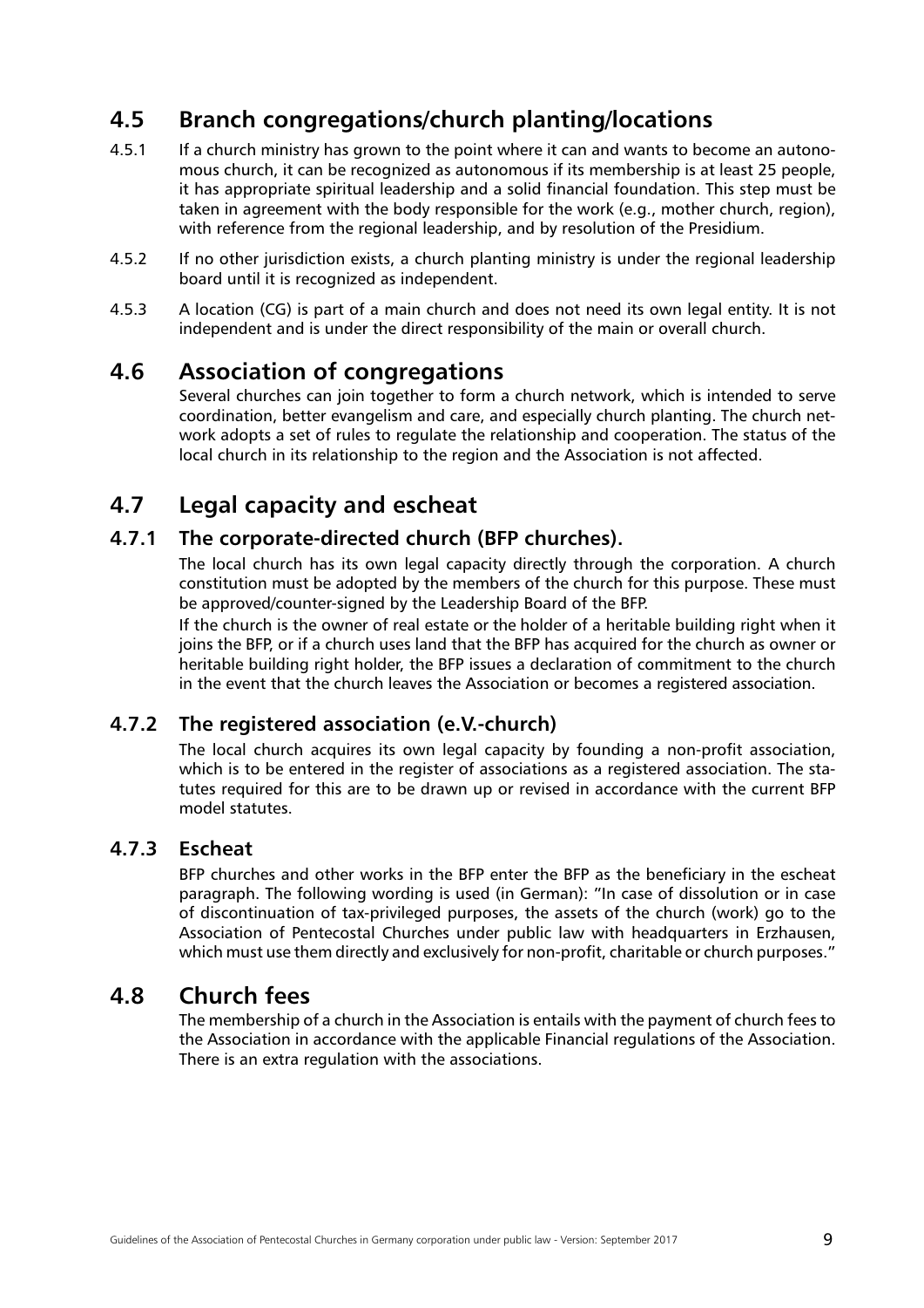## 4.5 Branch congregations/church planting/locations

4.5.1 If a church ministry has grown to the point where it can and wants to become an autonomous church, it can be recognized as autonomous if its membership is at least 25 people, it has appropriate spiritual leadership and a solid financial foundation. This step must be taken in agreement with the body responsible for the work (e.g., mother church, region), with reference from the regional leadership, and by resolution of the Presidium.

4.5.2 If no other jurisdiction exists, a church planting ministry is under the regional leadership board until it is recognized as independent.

4.5.3 A location (CG) is part of a main church and does not need its own legal entity. It is not independent and is under the direct responsibility of the main or overall church.

## 4.6 Association of congregations

Several churches can join together to form a church network, which is intended to serve coordination, better evangelism and care, and especially church planting. The church network adopts a set of rules to regulate the relationship and cooperation. The status of the local church in its relationship to the region and the Association is not affected.

## 4.7 Legal capacity and escheat

### 4.7.1 The corporate-directed church (BFP churches).

The local church has its own legal capacity directly through the corporation. A church constitution must be adopted by the members of the church for this purpose. These must be approved/counter-signed by the Leadership Board of the BFP.

If the church is the owner of real estate or the holder of a heritable building right when it joins the BFP, or if a church uses land that the BFP has acquired for the church as owner or heritable building right holder, the BFP issues a declaration of commitment to the church in the event that the church leaves the Association or becomes a registered association.

### 4.7.2 The registered association (e.V.-church)

The local church acquires its own legal capacity by founding a non-profit association, which is to be entered in the register of associations as a registered association. The statutes required for this are to be drawn up or revised in accordance with the current BFP model statutes.

### 4.7.3 Escheat

BFP churches and other works in the BFP enter the BFP as the beneficiary in the escheat paragraph. The following wording is used (in German): "In case of dissolution or in case of discontinuation of tax-privileged purposes, the assets of the church (work) go to the Association of Pentecostal Churches under public law with headquarters in Erzhausen, which must use them directly and exclusively for non-profit, charitable or church purposes."

## 4.8 Church fees

The membership of a church in the Association is entails with the payment of church fees to the Association in accordance with the applicable Financial regulations of the Association. There is an extra regulation with the associations.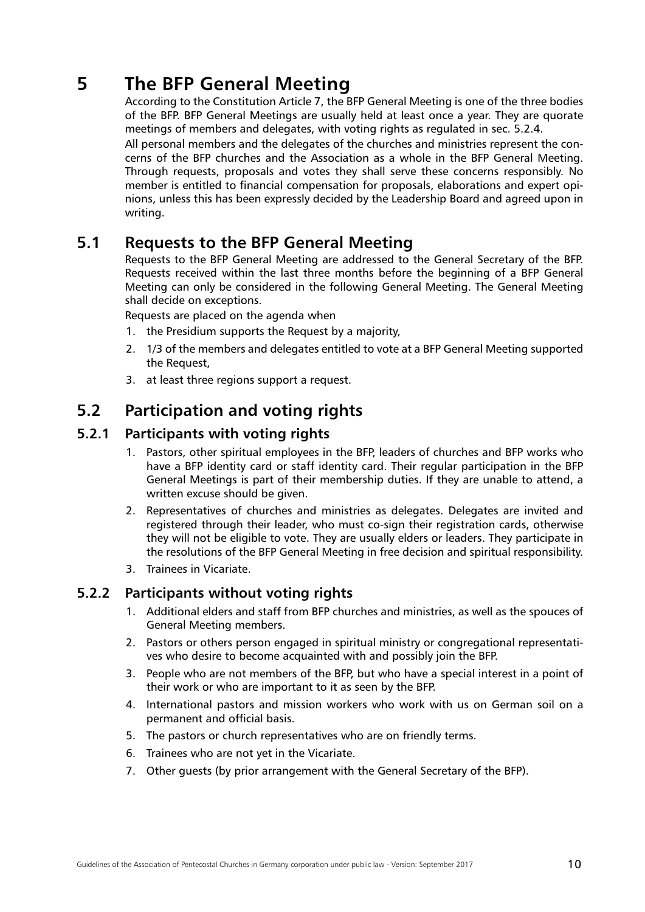# 5 The BFP General Meeting

According to the Constitution Article 7, the BFP General Meeting is one of the three bodies of the BFP. BFP General Meetings are usually held at least once a year. They are quorate meetings of members and delegates, with voting rights as regulated in sec. 5.2.4.

All personal members and the delegates of the churches and ministries represent the concerns of the BFP churches and the Association as a whole in the BFP General Meeting. Through requests, proposals and votes they shall serve these concerns responsibly. No member is entitled to financial compensation for proposals, elaborations and expert opinions, unless this has been expressly decided by the Leadership Board and agreed upon in writing.

## 5.1 Requests to the BFP General Meeting

Requests to the BFP General Meeting are addressed to the General Secretary of the BFP. Requests received within the last three months before the beginning of a BFP General Meeting can only be considered in the following General Meeting. The General Meeting shall decide on exceptions.

Requests are placed on the agenda when

1. the Presidium supports the Request by a majority,
2. 1/3 of the members and delegates entitled to vote at a BFP General Meeting supported the Request,
3. at least three regions support a request.

## 5.2 Participation and voting rights

### 5.2.1 Participants with voting rights

1. Pastors, other spiritual employees in the BFP, leaders of churches and BFP works who have a BFP identity card or staff identity card. Their regular participation in the BFP General Meetings is part of their membership duties. If they are unable to attend, a written excuse should be given.
2. Representatives of churches and ministries as delegates. Delegates are invited and registered through their leader, who must co-sign their registration cards, otherwise they will not be eligible to vote. They are usually elders or leaders. They participate in the resolutions of the BFP General Meeting in free decision and spiritual responsibility.
3. Trainees in Vicariate.

### 5.2.2 Participants without voting rights

1. Additional elders and staff from BFP churches and ministries, as well as the spouces of General Meeting members.
2. Pastors or others person engaged in spiritual ministry or congregational representatives who desire to become acquainted with and possibly join the BFP.
3. People who are not members of the BFP, but who have a special interest in a point of their work or who are important to it as seen by the BFP.
4. International pastors and mission workers who work with us on German soil on a permanent and official basis.
5. The pastors or church representatives who are on friendly terms.
6. Trainees who are not yet in the Vicariate.
7. Other guests (by prior arrangement with the General Secretary of the BFP).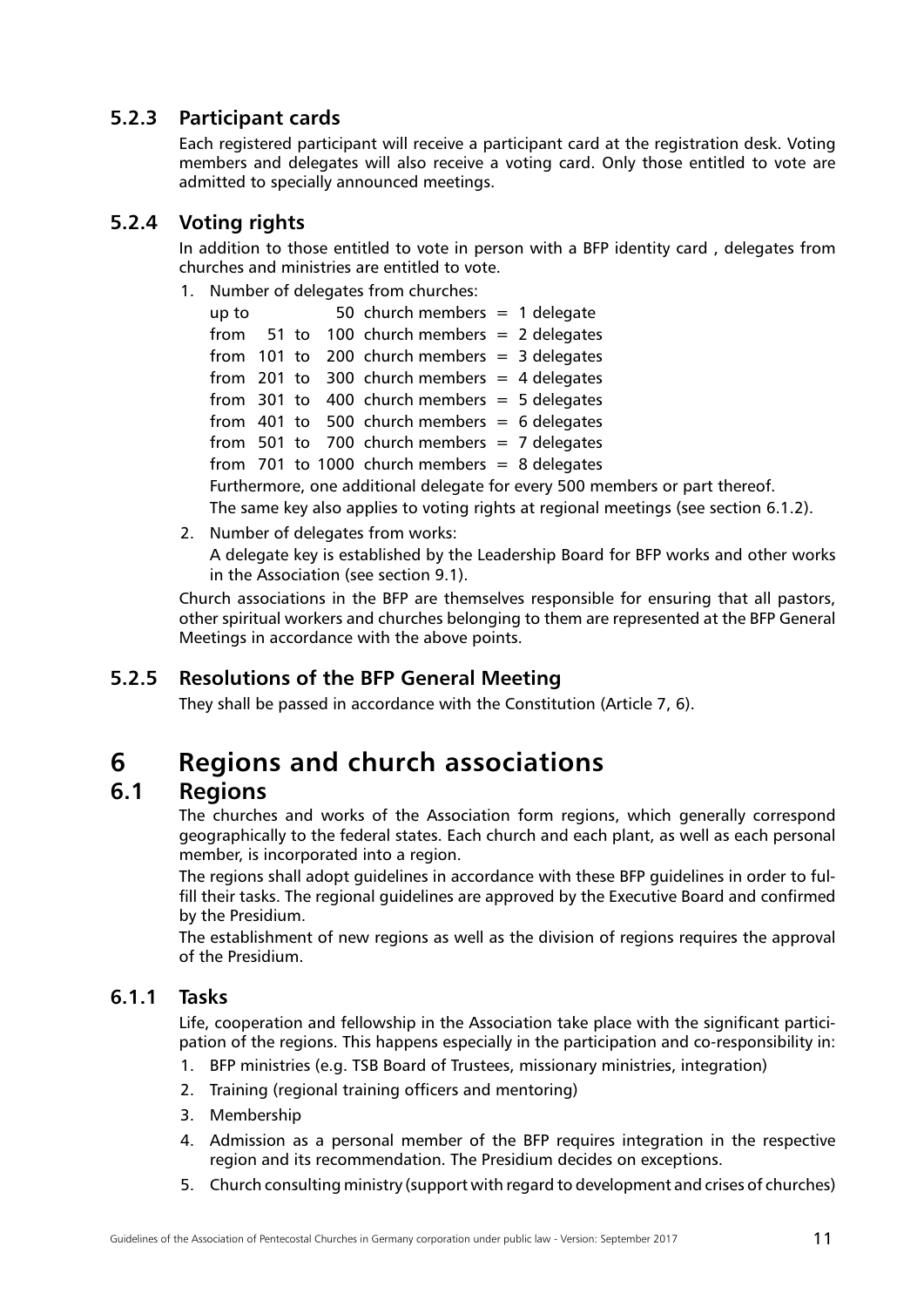### 5.2.3 Participant cards

Each registered participant will receive a participant card at the registration desk. Voting members and delegates will also receive a voting card. Only those entitled to vote are admitted to specially announced meetings.

### 5.2.4 Voting rights

In addition to those entitled to vote in person with a BFP identity card , delegates from churches and ministries are entitled to vote.

1. Number of delegates from churches:
   up to 50 church members = 1 delegate
   from 51 to 100 church members = 2 delegates
   from 101 to 200 church members = 3 delegates
   from 201 to 300 church members = 4 delegates
   from 301 to 400 church members = 5 delegates
   from 401 to 500 church members = 6 delegates
   from 501 to 700 church members = 7 delegates
   from 701 to 1000 church members = 8 delegates
   Furthermore, one additional delegate for every 500 members or part thereof.
   The same key also applies to voting rights at regional meetings (see section 6.1.2).
2. Number of delegates from works:
   A delegate key is established by the Leadership Board for BFP works and other works in the Association (see section 9.1).

Church associations in the BFP are themselves responsible for ensuring that all pastors, other spiritual workers and churches belonging to them are represented at the BFP General Meetings in accordance with the above points.

### 5.2.5 Resolutions of the BFP General Meeting

They shall be passed in accordance with the Constitution (Article 7, 6).

# 6 Regions and church associations

## 6.1 Regions

The churches and works of the Association form regions, which generally correspond geographically to the federal states. Each church and each plant, as well as each personal member, is incorporated into a region.

The regions shall adopt guidelines in accordance with these BFP guidelines in order to fulfill their tasks. The regional guidelines are approved by the Executive Board and confirmed by the Presidium.

The establishment of new regions as well as the division of regions requires the approval of the Presidium.

### 6.1.1 Tasks

Life, cooperation and fellowship in the Association take place with the significant participation of the regions. This happens especially in the participation and co-responsibility in:

1. BFP ministries (e.g. TSB Board of Trustees, missionary ministries, integration)
2. Training (regional training officers and mentoring)
3. Membership
4. Admission as a personal member of the BFP requires integration in the respective region and its recommendation. The Presidium decides on exceptions.
5. Church consulting ministry (support with regard to development and crises of churches)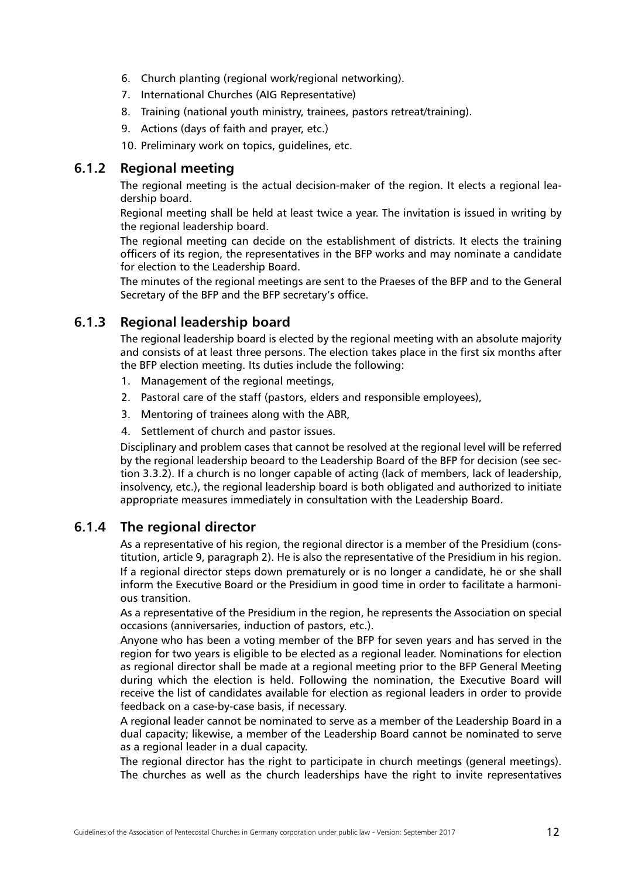6. Church planting (regional work/regional networking).
7. International Churches (AIG Representative)
8. Training (national youth ministry, trainees, pastors retreat/training).
9. Actions (days of faith and prayer, etc.)
10. Preliminary work on topics, guidelines, etc.

### 6.1.2 Regional meeting

The regional meeting is the actual decision-maker of the region. It elects a regional leadership board.

Regional meeting shall be held at least twice a year. The invitation is issued in writing by the regional leadership board.

The regional meeting can decide on the establishment of districts. It elects the training officers of its region, the representatives in the BFP works and may nominate a candidate for election to the Leadership Board.

The minutes of the regional meetings are sent to the Praeses of the BFP and to the General Secretary of the BFP and the BFP secretary's office.

### 6.1.3 Regional leadership board

The regional leadership board is elected by the regional meeting with an absolute majority and consists of at least three persons. The election takes place in the first six months after the BFP election meeting. Its duties include the following:

1. Management of the regional meetings,
2. Pastoral care of the staff (pastors, elders and responsible employees),
3. Mentoring of trainees along with the ABR,
4. Settlement of church and pastor issues.

Disciplinary and problem cases that cannot be resolved at the regional level will be referred by the regional leadership beoard to the Leadership Board of the BFP for decision (see section 3.3.2). If a church is no longer capable of acting (lack of members, lack of leadership, insolvency, etc.), the regional leadership board is both obligated and authorized to initiate appropriate measures immediately in consultation with the Leadership Board.

### 6.1.4 The regional director

As a representative of his region, the regional director is a member of the Presidium (constitution, article 9, paragraph 2). He is also the representative of the Presidium in his region. If a regional director steps down prematurely or is no longer a candidate, he or she shall inform the Executive Board or the Presidium in good time in order to facilitate a harmonious transition.

As a representative of the Presidium in the region, he represents the Association on special occasions (anniversaries, induction of pastors, etc.).

Anyone who has been a voting member of the BFP for seven years and has served in the region for two years is eligible to be elected as a regional leader. Nominations for election as regional director shall be made at a regional meeting prior to the BFP General Meeting during which the election is held. Following the nomination, the Executive Board will receive the list of candidates available for election as regional leaders in order to provide feedback on a case-by-case basis, if necessary.

A regional leader cannot be nominated to serve as a member of the Leadership Board in a dual capacity; likewise, a member of the Leadership Board cannot be nominated to serve as a regional leader in a dual capacity.

The regional director has the right to participate in church meetings (general meetings). The churches as well as the church leaderships have the right to invite representatives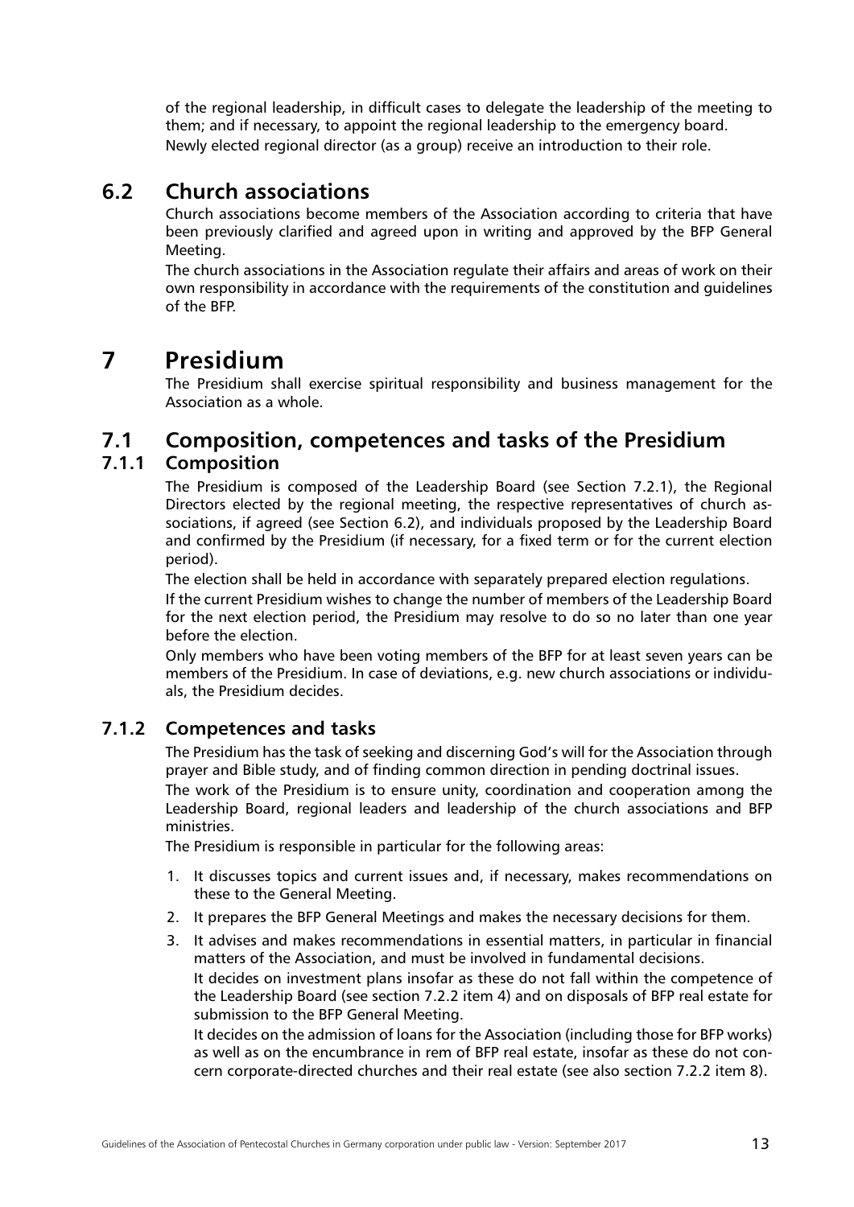of the regional leadership, in difficult cases to delegate the leadership of the meeting to them; and if necessary, to appoint the regional leadership to the emergency board.
Newly elected regional director (as a group) receive an introduction to their role.

## 6.2 Church associations

Church associations become members of the Association according to criteria that have been previously clarified and agreed upon in writing and approved by the BFP General Meeting.

The church associations in the Association regulate their affairs and areas of work on their own responsibility in accordance with the requirements of the constitution and guidelines of the BFP.

# 7 Presidium

The Presidium shall exercise spiritual responsibility and business management for the Association as a whole.

## 7.1 Composition, competences and tasks of the Presidium

### 7.1.1 Composition

The Presidium is composed of the Leadership Board (see Section 7.2.1), the Regional Directors elected by the regional meeting, the respective representatives of church associations, if agreed (see Section 6.2), and individuals proposed by the Leadership Board and confirmed by the Presidium (if necessary, for a fixed term or for the current election period).

The election shall be held in accordance with separately prepared election regulations.

If the current Presidium wishes to change the number of members of the Leadership Board for the next election period, the Presidium may resolve to do so no later than one year before the election.

Only members who have been voting members of the BFP for at least seven years can be members of the Presidium. In case of deviations, e.g. new church associations or individuals, the Presidium decides.

### 7.1.2 Competences and tasks

The Presidium has the task of seeking and discerning God's will for the Association through prayer and Bible study, and of finding common direction in pending doctrinal issues.

The work of the Presidium is to ensure unity, coordination and cooperation among the Leadership Board, regional leaders and leadership of the church associations and BFP ministries.

The Presidium is responsible in particular for the following areas:

1. It discusses topics and current issues and, if necessary, makes recommendations on these to the General Meeting.
2. It prepares the BFP General Meetings and makes the necessary decisions for them.
3. It advises and makes recommendations in essential matters, in particular in financial matters of the Association, and must be involved in fundamental decisions.
   It decides on investment plans insofar as these do not fall within the competence of the Leadership Board (see section 7.2.2 item 4) and on disposals of BFP real estate for submission to the BFP General Meeting.
   It decides on the admission of loans for the Association (including those for BFP works) as well as on the encumbrance in rem of BFP real estate, insofar as these do not concern corporate-directed churches and their real estate (see also section 7.2.2 item 8).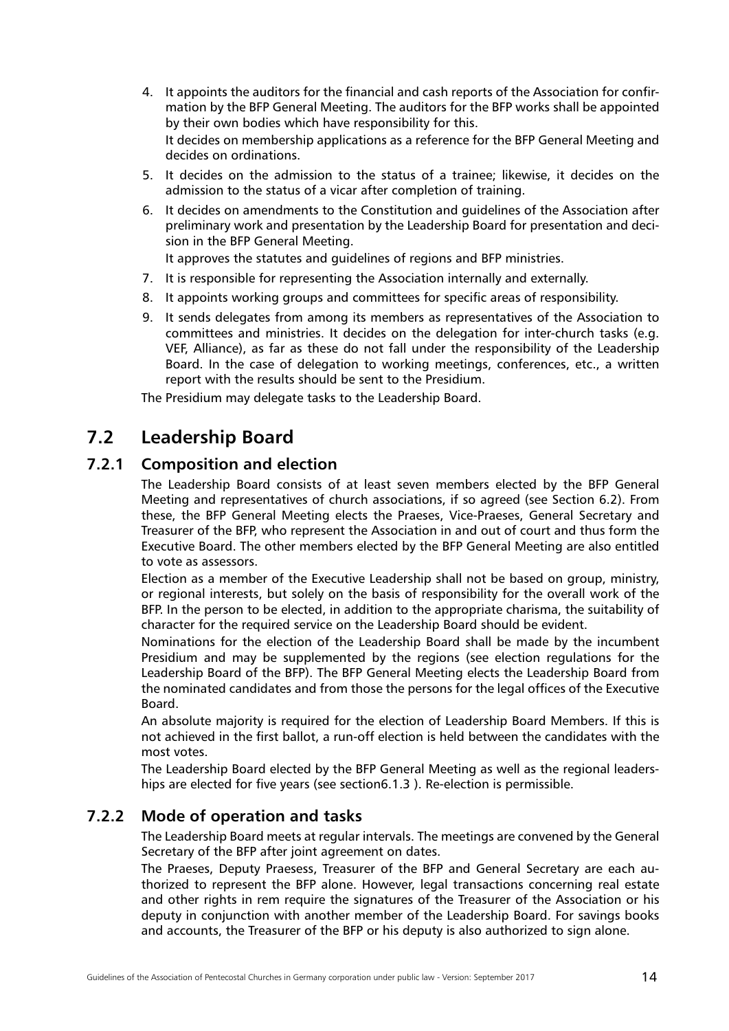4. It appoints the auditors for the financial and cash reports of the Association for confirmation by the BFP General Meeting. The auditors for the BFP works shall be appointed by their own bodies which have responsibility for this.
   It decides on membership applications as a reference for the BFP General Meeting and decides on ordinations.
5. It decides on the admission to the status of a trainee; likewise, it decides on the admission to the status of a vicar after completion of training.
6. It decides on amendments to the Constitution and guidelines of the Association after preliminary work and presentation by the Leadership Board for presentation and decision in the BFP General Meeting.
   It approves the statutes and guidelines of regions and BFP ministries.
7. It is responsible for representing the Association internally and externally.
8. It appoints working groups and committees for specific areas of responsibility.
9. It sends delegates from among its members as representatives of the Association to committees and ministries. It decides on the delegation for inter-church tasks (e.g. VEF, Alliance), as far as these do not fall under the responsibility of the Leadership Board. In the case of delegation to working meetings, conferences, etc., a written report with the results should be sent to the Presidium.

The Presidium may delegate tasks to the Leadership Board.

## 7.2 Leadership Board

### 7.2.1 Composition and election

The Leadership Board consists of at least seven members elected by the BFP General Meeting and representatives of church associations, if so agreed (see Section 6.2). From these, the BFP General Meeting elects the Praeses, Vice-Praeses, General Secretary and Treasurer of the BFP, who represent the Association in and out of court and thus form the Executive Board. The other members elected by the BFP General Meeting are also entitled to vote as assessors.

Election as a member of the Executive Leadership shall not be based on group, ministry, or regional interests, but solely on the basis of responsibility for the overall work of the BFP. In the person to be elected, in addition to the appropriate charisma, the suitability of character for the required service on the Leadership Board should be evident.

Nominations for the election of the Leadership Board shall be made by the incumbent Presidium and may be supplemented by the regions (see election regulations for the Leadership Board of the BFP). The BFP General Meeting elects the Leadership Board from the nominated candidates and from those the persons for the legal offices of the Executive Board.

An absolute majority is required for the election of Leadership Board Members. If this is not achieved in the first ballot, a run-off election is held between the candidates with the most votes.

The Leadership Board elected by the BFP General Meeting as well as the regional leaderships are elected for five years (see section6.1.3 ). Re-election is permissible.

### 7.2.2 Mode of operation and tasks

The Leadership Board meets at regular intervals. The meetings are convened by the General Secretary of the BFP after joint agreement on dates.

The Praeses, Deputy Praesess, Treasurer of the BFP and General Secretary are each authorized to represent the BFP alone. However, legal transactions concerning real estate and other rights in rem require the signatures of the Treasurer of the Association or his deputy in conjunction with another member of the Leadership Board. For savings books and accounts, the Treasurer of the BFP or his deputy is also authorized to sign alone.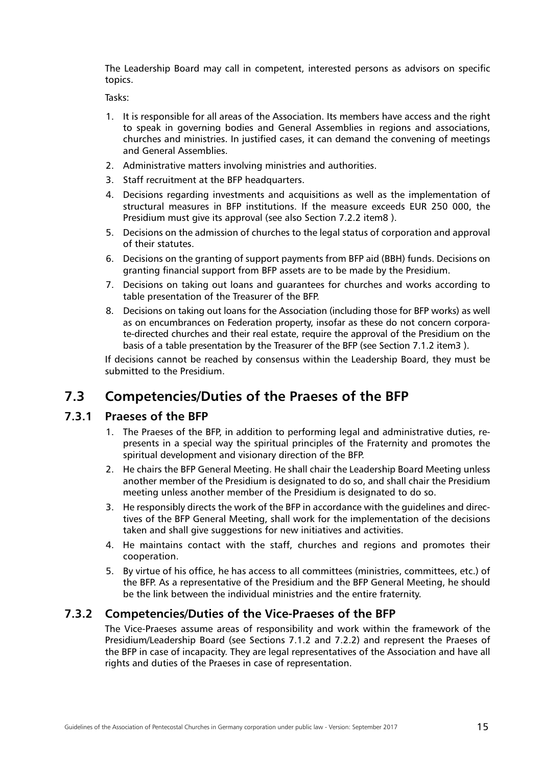The Leadership Board may call in competent, interested persons as advisors on specific topics.

Tasks:

1. It is responsible for all areas of the Association. Its members have access and the right to speak in governing bodies and General Assemblies in regions and associations, churches and ministries. In justified cases, it can demand the convening of meetings and General Assemblies.
2. Administrative matters involving ministries and authorities.
3. Staff recruitment at the BFP headquarters.
4. Decisions regarding investments and acquisitions as well as the implementation of structural measures in BFP institutions. If the measure exceeds EUR 250 000, the Presidium must give its approval (see also Section 7.2.2 item8 ).
5. Decisions on the admission of churches to the legal status of corporation and approval of their statutes.
6. Decisions on the granting of support payments from BFP aid (BBH) funds. Decisions on granting financial support from BFP assets are to be made by the Presidium.
7. Decisions on taking out loans and guarantees for churches and works according to table presentation of the Treasurer of the BFP.
8. Decisions on taking out loans for the Association (including those for BFP works) as well as on encumbrances on Federation property, insofar as these do not concern corporate-directed churches and their real estate, require the approval of the Presidium on the basis of a table presentation by the Treasurer of the BFP (see Section 7.1.2 item3 ).

If decisions cannot be reached by consensus within the Leadership Board, they must be submitted to the Presidium.

## 7.3 Competencies/Duties of the Praeses of the BFP

### 7.3.1 Praeses of the BFP

1. The Praeses of the BFP, in addition to performing legal and administrative duties, represents in a special way the spiritual principles of the Fraternity and promotes the spiritual development and visionary direction of the BFP.
2. He chairs the BFP General Meeting. He shall chair the Leadership Board Meeting unless another member of the Presidium is designated to do so, and shall chair the Presidium meeting unless another member of the Presidium is designated to do so.
3. He responsibly directs the work of the BFP in accordance with the guidelines and directives of the BFP General Meeting, shall work for the implementation of the decisions taken and shall give suggestions for new initiatives and activities.
4. He maintains contact with the staff, churches and regions and promotes their cooperation.
5. By virtue of his office, he has access to all committees (ministries, committees, etc.) of the BFP. As a representative of the Presidium and the BFP General Meeting, he should be the link between the individual ministries and the entire fraternity.

### 7.3.2 Competencies/Duties of the Vice-Praeses of the BFP

The Vice-Praeses assume areas of responsibility and work within the framework of the Presidium/Leadership Board (see Sections 7.1.2 and 7.2.2) and represent the Praeses of the BFP in case of incapacity. They are legal representatives of the Association and have all rights and duties of the Praeses in case of representation.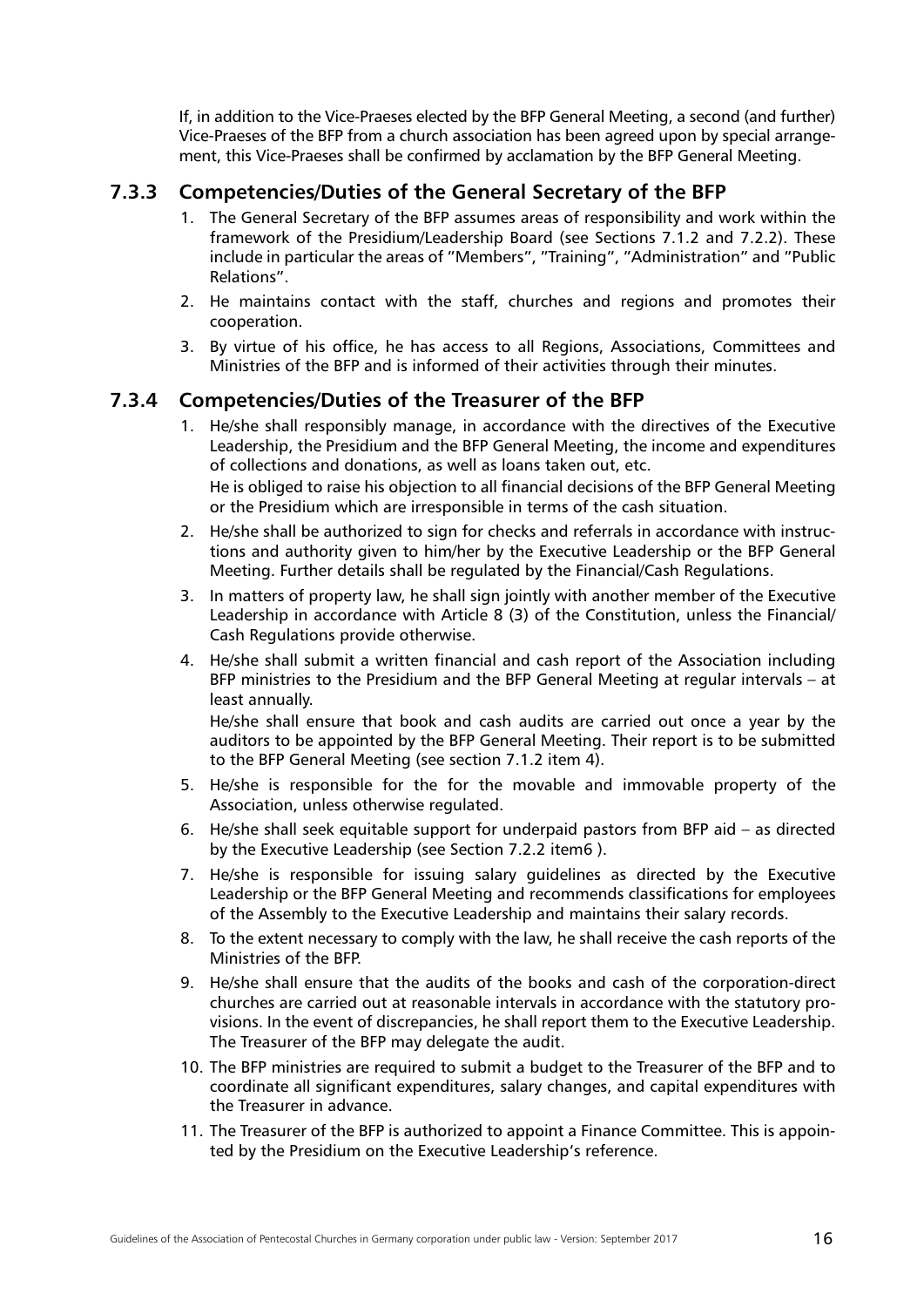If, in addition to the Vice-Praeses elected by the BFP General Meeting, a second (and further) Vice-Praeses of the BFP from a church association has been agreed upon by special arrangement, this Vice-Praeses shall be confirmed by acclamation by the BFP General Meeting.

### 7.3.3 Competencies/Duties of the General Secretary of the BFP

1. The General Secretary of the BFP assumes areas of responsibility and work within the framework of the Presidium/Leadership Board (see Sections 7.1.2 and 7.2.2). These include in particular the areas of "Members", "Training", "Administration" and "Public Relations".
2. He maintains contact with the staff, churches and regions and promotes their cooperation.
3. By virtue of his office, he has access to all Regions, Associations, Committees and Ministries of the BFP and is informed of their activities through their minutes.

### 7.3.4 Competencies/Duties of the Treasurer of the BFP

1. He/she shall responsibly manage, in accordance with the directives of the Executive Leadership, the Presidium and the BFP General Meeting, the income and expenditures of collections and donations, as well as loans taken out, etc.
   He is obliged to raise his objection to all financial decisions of the BFP General Meeting or the Presidium which are irresponsible in terms of the cash situation.
2. He/she shall be authorized to sign for checks and referrals in accordance with instructions and authority given to him/her by the Executive Leadership or the BFP General Meeting. Further details shall be regulated by the Financial/Cash Regulations.
3. In matters of property law, he shall sign jointly with another member of the Executive Leadership in accordance with Article 8 (3) of the Constitution, unless the Financial/ Cash Regulations provide otherwise.
4. He/she shall submit a written financial and cash report of the Association including BFP ministries to the Presidium and the BFP General Meeting at regular intervals – at least annually.
   He/she shall ensure that book and cash audits are carried out once a year by the auditors to be appointed by the BFP General Meeting. Their report is to be submitted to the BFP General Meeting (see section 7.1.2 item 4).
5. He/she is responsible for the for the movable and immovable property of the Association, unless otherwise regulated.
6. He/she shall seek equitable support for underpaid pastors from BFP aid – as directed by the Executive Leadership (see Section 7.2.2 item6 ).
7. He/she is responsible for issuing salary guidelines as directed by the Executive Leadership or the BFP General Meeting and recommends classifications for employees of the Assembly to the Executive Leadership and maintains their salary records.
8. To the extent necessary to comply with the law, he shall receive the cash reports of the Ministries of the BFP.
9. He/she shall ensure that the audits of the books and cash of the corporation-direct churches are carried out at reasonable intervals in accordance with the statutory provisions. In the event of discrepancies, he shall report them to the Executive Leadership. The Treasurer of the BFP may delegate the audit.
10. The BFP ministries are required to submit a budget to the Treasurer of the BFP and to coordinate all significant expenditures, salary changes, and capital expenditures with the Treasurer in advance.
11. The Treasurer of the BFP is authorized to appoint a Finance Committee. This is appointed by the Presidium on the Executive Leadership's reference.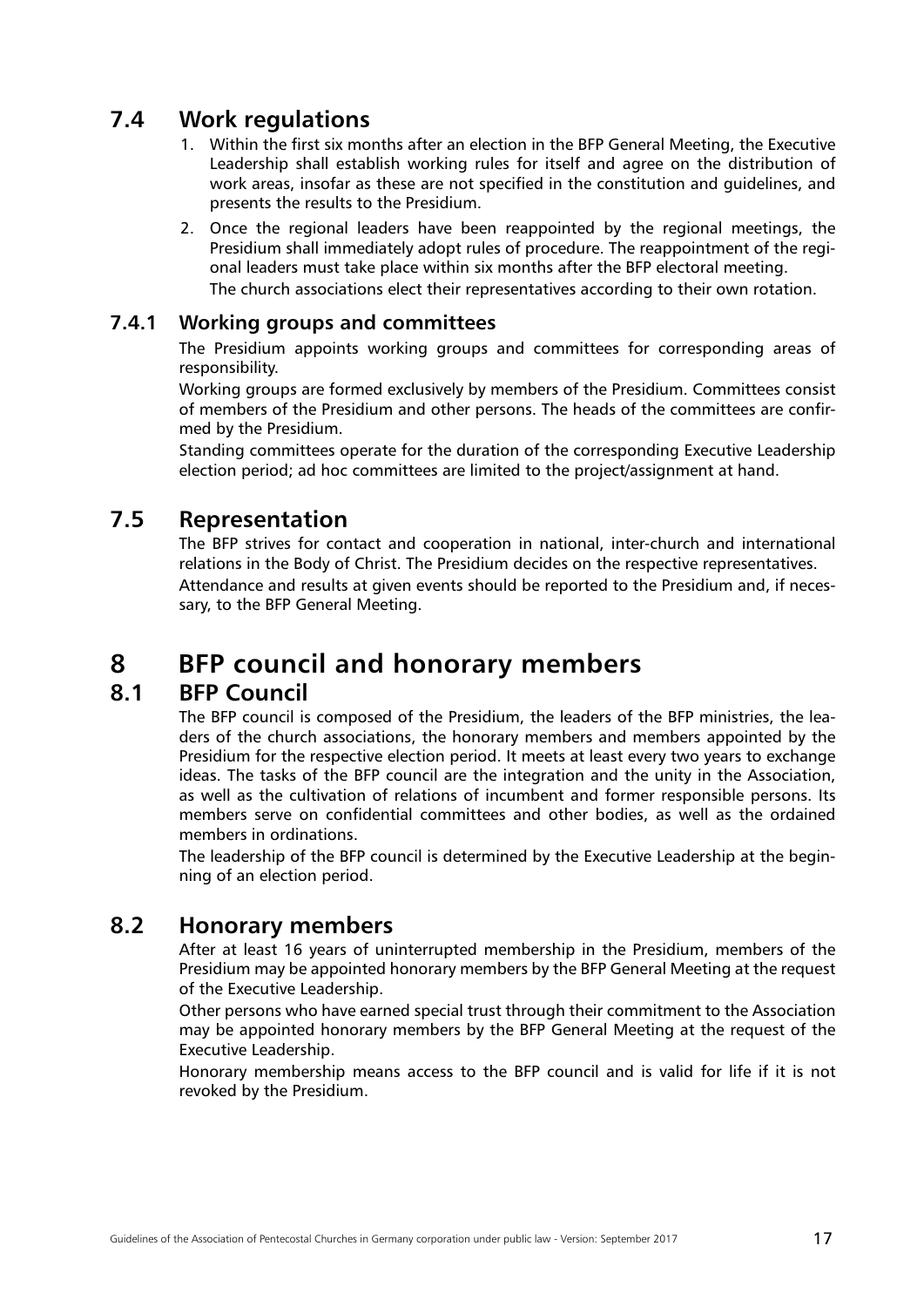## 7.4 Work regulations

1. Within the first six months after an election in the BFP General Meeting, the Executive Leadership shall establish working rules for itself and agree on the distribution of work areas, insofar as these are not specified in the constitution and guidelines, and presents the results to the Presidium.
2. Once the regional leaders have been reappointed by the regional meetings, the Presidium shall immediately adopt rules of procedure. The reappointment of the regional leaders must take place within six months after the BFP electoral meeting.
   The church associations elect their representatives according to their own rotation.

### 7.4.1 Working groups and committees

The Presidium appoints working groups and committees for corresponding areas of responsibility.

Working groups are formed exclusively by members of the Presidium. Committees consist of members of the Presidium and other persons. The heads of the committees are confirmed by the Presidium.

Standing committees operate for the duration of the corresponding Executive Leadership election period; ad hoc committees are limited to the project/assignment at hand.

## 7.5 Representation

The BFP strives for contact and cooperation in national, inter-church and international relations in the Body of Christ. The Presidium decides on the respective representatives.

Attendance and results at given events should be reported to the Presidium and, if necessary, to the BFP General Meeting.

# 8 BFP council and honorary members

## 8.1 BFP Council

The BFP council is composed of the Presidium, the leaders of the BFP ministries, the leaders of the church associations, the honorary members and members appointed by the Presidium for the respective election period. It meets at least every two years to exchange ideas. The tasks of the BFP council are the integration and the unity in the Association, as well as the cultivation of relations of incumbent and former responsible persons. Its members serve on confidential committees and other bodies, as well as the ordained members in ordinations.

The leadership of the BFP council is determined by the Executive Leadership at the beginning of an election period.

## 8.2 Honorary members

After at least 16 years of uninterrupted membership in the Presidium, members of the Presidium may be appointed honorary members by the BFP General Meeting at the request of the Executive Leadership.

Other persons who have earned special trust through their commitment to the Association may be appointed honorary members by the BFP General Meeting at the request of the Executive Leadership.

Honorary membership means access to the BFP council and is valid for life if it is not revoked by the Presidium.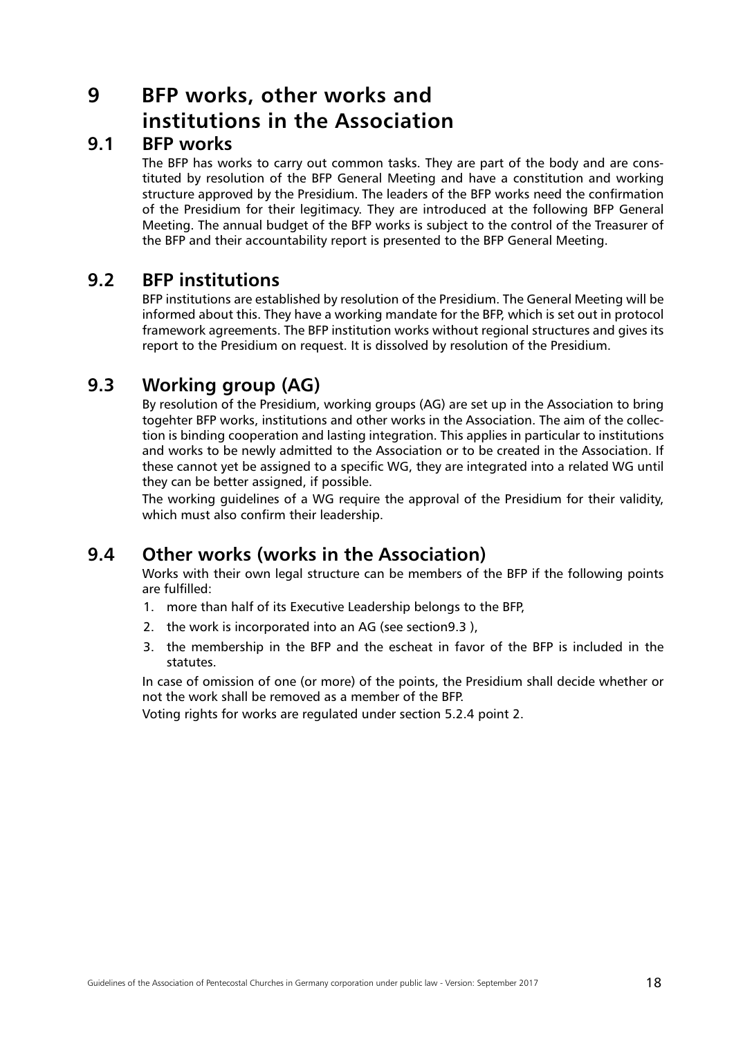# 9 BFP works, other works and institutions in the Association

## 9.1 BFP works

The BFP has works to carry out common tasks. They are part of the body and are constituted by resolution of the BFP General Meeting and have a constitution and working structure approved by the Presidium. The leaders of the BFP works need the confirmation of the Presidium for their legitimacy. They are introduced at the following BFP General Meeting. The annual budget of the BFP works is subject to the control of the Treasurer of the BFP and their accountability report is presented to the BFP General Meeting.

## 9.2 BFP institutions

BFP institutions are established by resolution of the Presidium. The General Meeting will be informed about this. They have a working mandate for the BFP, which is set out in protocol framework agreements. The BFP institution works without regional structures and gives its report to the Presidium on request. It is dissolved by resolution of the Presidium.

## 9.3 Working group (AG)

By resolution of the Presidium, working groups (AG) are set up in the Association to bring togehter BFP works, institutions and other works in the Association. The aim of the collection is binding cooperation and lasting integration. This applies in particular to institutions and works to be newly admitted to the Association or to be created in the Association. If these cannot yet be assigned to a specific WG, they are integrated into a related WG until they can be better assigned, if possible.

The working guidelines of a WG require the approval of the Presidium for their validity, which must also confirm their leadership.

## 9.4 Other works (works in the Association)

Works with their own legal structure can be members of the BFP if the following points are fulfilled:

1. more than half of its Executive Leadership belongs to the BFP,
2. the work is incorporated into an AG (see section9.3 ),
3. the membership in the BFP and the escheat in favor of the BFP is included in the statutes.

In case of omission of one (or more) of the points, the Presidium shall decide whether or not the work shall be removed as a member of the BFP.

Voting rights for works are regulated under section 5.2.4 point 2.